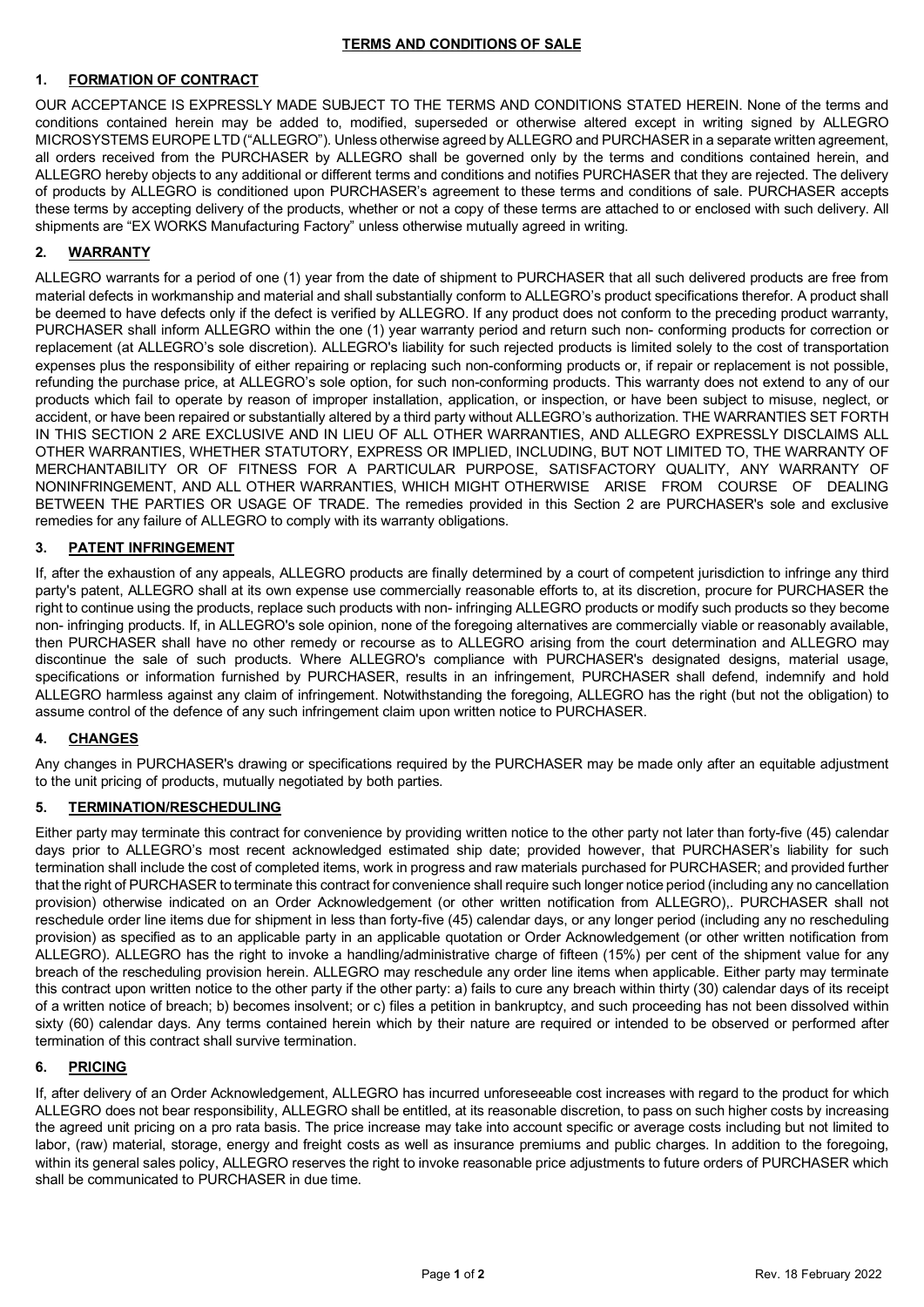# TERMS AND CONDITIONS OF SALE

## 1. FORMATION OF CONTRACT

OUR ACCEPTANCE IS EXPRESSLY MADE SUBJECT TO THE TERMS AND CONDITIONS STATED HEREIN. None of the terms and conditions contained herein may be added to, modified, superseded or otherwise altered except in writing signed by ALLEGRO MICROSYSTEMS EUROPE LTD ("ALLEGRO"). Unless otherwise agreed by ALLEGRO and PURCHASER in a separate written agreement, all orders received from the PURCHASER by ALLEGRO shall be governed only by the terms and conditions contained herein, and ALLEGRO hereby objects to any additional or different terms and conditions and notifies PURCHASER that they are rejected. The delivery of products by ALLEGRO is conditioned upon PURCHASER's agreement to these terms and conditions of sale. PURCHASER accepts these terms by accepting delivery of the products, whether or not a copy of these terms are attached to or enclosed with such delivery. All shipments are "EX WORKS Manufacturing Factory" unless otherwise mutually agreed in writing.

## 2. WARRANTY

ALLEGRO warrants for a period of one (1) year from the date of shipment to PURCHASER that all such delivered products are free from material defects in workmanship and material and shall substantially conform to ALLEGRO's product specifications therefor. A product shall be deemed to have defects only if the defect is verified by ALLEGRO. If any product does not conform to the preceding product warranty, PURCHASER shall inform ALLEGRO within the one (1) year warranty period and return such non- conforming products for correction or replacement (at ALLEGRO's sole discretion). ALLEGRO's liability for such rejected products is limited solely to the cost of transportation expenses plus the responsibility of either repairing or replacing such non-conforming products or, if repair or replacement is not possible, refunding the purchase price, at ALLEGRO's sole option, for such non-conforming products. This warranty does not extend to any of our products which fail to operate by reason of improper installation, application, or inspection, or have been subject to misuse, neglect, or accident, or have been repaired or substantially altered by a third party without ALLEGRO's authorization. THE WARRANTIES SET FORTH IN THIS SECTION 2 ARE EXCLUSIVE AND IN LIEU OF ALL OTHER WARRANTIES, AND ALLEGRO EXPRESSLY DISCLAIMS ALL OTHER WARRANTIES, WHETHER STATUTORY, EXPRESS OR IMPLIED, INCLUDING, BUT NOT LIMITED TO, THE WARRANTY OF MERCHANTABILITY OR OF FITNESS FOR A PARTICULAR PURPOSE, SATISFACTORY QUALITY, ANY WARRANTY OF NONINFRINGEMENT, AND ALL OTHER WARRANTIES, WHICH MIGHT OTHERWISE ARISE FROM COURSE OF DEALING BETWEEN THE PARTIES OR USAGE OF TRADE. The remedies provided in this Section 2 are PURCHASER's sole and exclusive remedies for any failure of ALLEGRO to comply with its warranty obligations.

## 3. PATENT INFRINGEMENT

If, after the exhaustion of any appeals, ALLEGRO products are finally determined by a court of competent jurisdiction to infringe any third party's patent, ALLEGRO shall at its own expense use commercially reasonable efforts to, at its discretion, procure for PURCHASER the right to continue using the products, replace such products with non- infringing ALLEGRO products or modify such products so they become non- infringing products. If, in ALLEGRO's sole opinion, none of the foregoing alternatives are commercially viable or reasonably available, then PURCHASER shall have no other remedy or recourse as to ALLEGRO arising from the court determination and ALLEGRO may discontinue the sale of such products. Where ALLEGRO's compliance with PURCHASER's designated designs, material usage, specifications or information furnished by PURCHASER, results in an infringement, PURCHASER shall defend, indemnify and hold ALLEGRO harmless against any claim of infringement. Notwithstanding the foregoing, ALLEGRO has the right (but not the obligation) to assume control of the defence of any such infringement claim upon written notice to PURCHASER.

## 4. CHANGES

Any changes in PURCHASER's drawing or specifications required by the PURCHASER may be made only after an equitable adjustment to the unit pricing of products, mutually negotiated by both parties.

## 5. TERMINATION/RESCHEDULING

Either party may terminate this contract for convenience by providing written notice to the other party not later than forty-five (45) calendar days prior to ALLEGRO's most recent acknowledged estimated ship date; provided however, that PURCHASER's liability for such termination shall include the cost of completed items, work in progress and raw materials purchased for PURCHASER; and provided further that the right of PURCHASER to terminate this contract for convenience shall require such longer notice period (including any no cancellation provision) otherwise indicated on an Order Acknowledgement (or other written notification from ALLEGRO),. PURCHASER shall not reschedule order line items due for shipment in less than forty-five (45) calendar days, or any longer period (including any no rescheduling provision) as specified as to an applicable party in an applicable quotation or Order Acknowledgement (or other written notification from ALLEGRO). ALLEGRO has the right to invoke a handling/administrative charge of fifteen (15%) per cent of the shipment value for any breach of the rescheduling provision herein. ALLEGRO may reschedule any order line items when applicable. Either party may terminate this contract upon written notice to the other party if the other party: a) fails to cure any breach within thirty (30) calendar days of its receipt of a written notice of breach; b) becomes insolvent; or c) files a petition in bankruptcy, and such proceeding has not been dissolved within sixty (60) calendar days. Any terms contained herein which by their nature are required or intended to be observed or performed after termination of this contract shall survive termination.

## 6. PRICING

If, after delivery of an Order Acknowledgement, ALLEGRO has incurred unforeseeable cost increases with regard to the product for which ALLEGRO does not bear responsibility, ALLEGRO shall be entitled, at its reasonable discretion, to pass on such higher costs by increasing the agreed unit pricing on a pro rata basis. The price increase may take into account specific or average costs including but not limited to labor, (raw) material, storage, energy and freight costs as well as insurance premiums and public charges. In addition to the foregoing, within its general sales policy, ALLEGRO reserves the right to invoke reasonable price adjustments to future orders of PURCHASER which shall be communicated to PURCHASER in due time.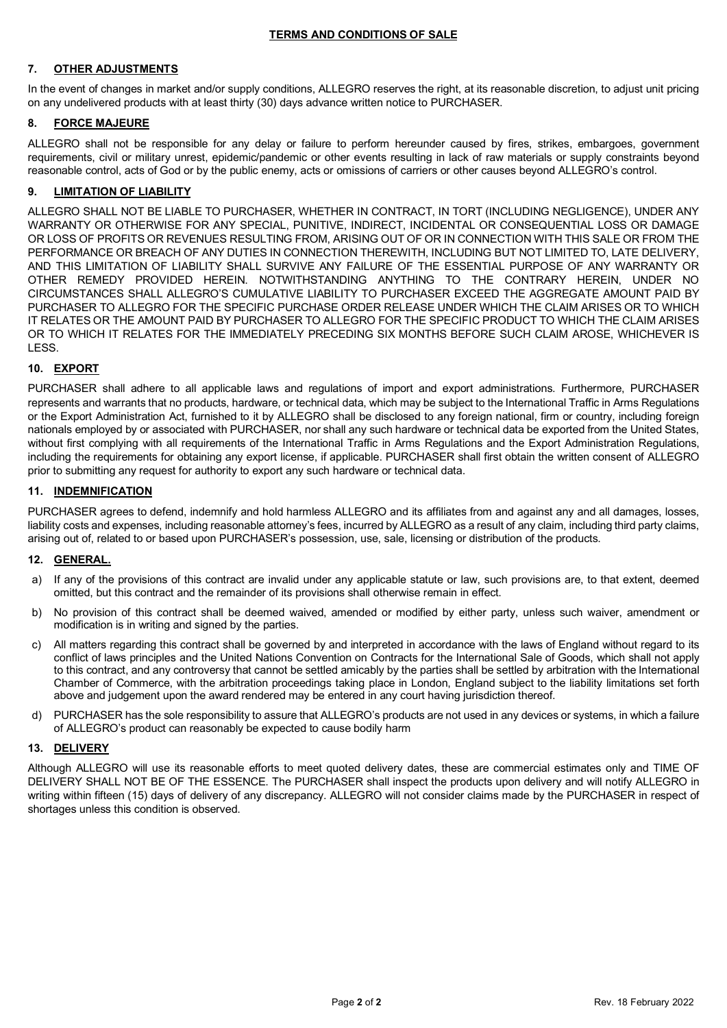# TERMS AND CONDITIONS OF SALE

## 7. OTHER ADJUSTMENTS

In the event of changes in market and/or supply conditions, ALLEGRO reserves the right, at its reasonable discretion, to adjust unit pricing on any undelivered products with at least thirty (30) days advance written notice to PURCHASER.

## 8. FORCE MAJEURE

ALLEGRO shall not be responsible for any delay or failure to perform hereunder caused by fires, strikes, embargoes, government requirements, civil or military unrest, epidemic/pandemic or other events resulting in lack of raw materials or supply constraints beyond reasonable control, acts of God or by the public enemy, acts or omissions of carriers or other causes beyond ALLEGRO's control.

## 9. LIMITATION OF LIABILITY

ALLEGRO SHALL NOT BE LIABLE TO PURCHASER, WHETHER IN CONTRACT, IN TORT (INCLUDING NEGLIGENCE), UNDER ANY WARRANTY OR OTHERWISE FOR ANY SPECIAL, PUNITIVE, INDIRECT, INCIDENTAL OR CONSEQUENTIAL LOSS OR DAMAGE OR LOSS OF PROFITS OR REVENUES RESULTING FROM, ARISING OUT OF OR IN CONNECTION WITH THIS SALE OR FROM THE PERFORMANCE OR BREACH OF ANY DUTIES IN CONNECTION THEREWITH, INCLUDING BUT NOT LIMITED TO, LATE DELIVERY, AND THIS LIMITATION OF LIABILITY SHALL SURVIVE ANY FAILURE OF THE ESSENTIAL PURPOSE OF ANY WARRANTY OR OTHER REMEDY PROVIDED HEREIN. NOTWITHSTANDING ANYTHING TO THE CONTRARY HEREIN, UNDER NO CIRCUMSTANCES SHALL ALLEGRO'S CUMULATIVE LIABILITY TO PURCHASER EXCEED THE AGGREGATE AMOUNT PAID BY PURCHASER TO ALLEGRO FOR THE SPECIFIC PURCHASE ORDER RELEASE UNDER WHICH THE CLAIM ARISES OR TO WHICH IT RELATES OR THE AMOUNT PAID BY PURCHASER TO ALLEGRO FOR THE SPECIFIC PRODUCT TO WHICH THE CLAIM ARISES OR TO WHICH IT RELATES FOR THE IMMEDIATELY PRECEDING SIX MONTHS BEFORE SUCH CLAIM AROSE, WHICHEVER IS LESS.

## 10. EXPORT

PURCHASER shall adhere to all applicable laws and regulations of import and export administrations. Furthermore, PURCHASER represents and warrants that no products, hardware, or technical data, which may be subject to the International Traffic in Arms Regulations or the Export Administration Act, furnished to it by ALLEGRO shall be disclosed to any foreign national, firm or country, including foreign nationals employed by or associated with PURCHASER, nor shall any such hardware or technical data be exported from the United States, without first complying with all requirements of the International Traffic in Arms Regulations and the Export Administration Regulations, including the requirements for obtaining any export license, if applicable. PURCHASER shall first obtain the written consent of ALLEGRO prior to submitting any request for authority to export any such hardware or technical data.

## 11. INDEMNIFICATION

PURCHASER agrees to defend, indemnify and hold harmless ALLEGRO and its affiliates from and against any and all damages, losses, liability costs and expenses, including reasonable attorney's fees, incurred by ALLEGRO as a result of any claim, including third party claims, arising out of, related to or based upon PURCHASER's possession, use, sale, licensing or distribution of the products.

## 12. GENERAL.

a) If any of the provisions of this contract are invalid under any applicable statute or law, such provisions are, to that extent, deemed omitted, but this contract and the remainder of its provisions shall otherwise remain in effect.

b) No provision of this contract shall be deemed waived, amended or modified by either party, unless such waiver, amendment or modification is in writing and signed by the parties.

c) All matters regarding this contract shall be governed by and interpreted in accordance with the laws of England without regard to its conflict of laws principles and the United Nations Convention on Contracts for the International Sale of Goods, which shall not apply to this contract, and any controversy that cannot be settled amicably by the parties shall be settled by arbitration with the International Chamber of Commerce, with the arbitration proceedings taking place in London, England subject to the liability limitations set forth above and judgement upon the award rendered may be entered in any court having jurisdiction thereof.

d) PURCHASER has the sole responsibility to assure that ALLEGRO's products are not used in any devices or systems, in which a failure of ALLEGRO's product can reasonably be expected to cause bodily harm

## 13. DELIVERY

Although ALLEGRO will use its reasonable efforts to meet quoted delivery dates, these are commercial estimates only and TIME OF DELIVERY SHALL NOT BE OF THE ESSENCE. The PURCHASER shall inspect the products upon delivery and will notify ALLEGRO in writing within fifteen (15) days of delivery of any discrepancy. ALLEGRO will not consider claims made by the PURCHASER in respect of shortages unless this condition is observed.

Rev. 18 February 2022